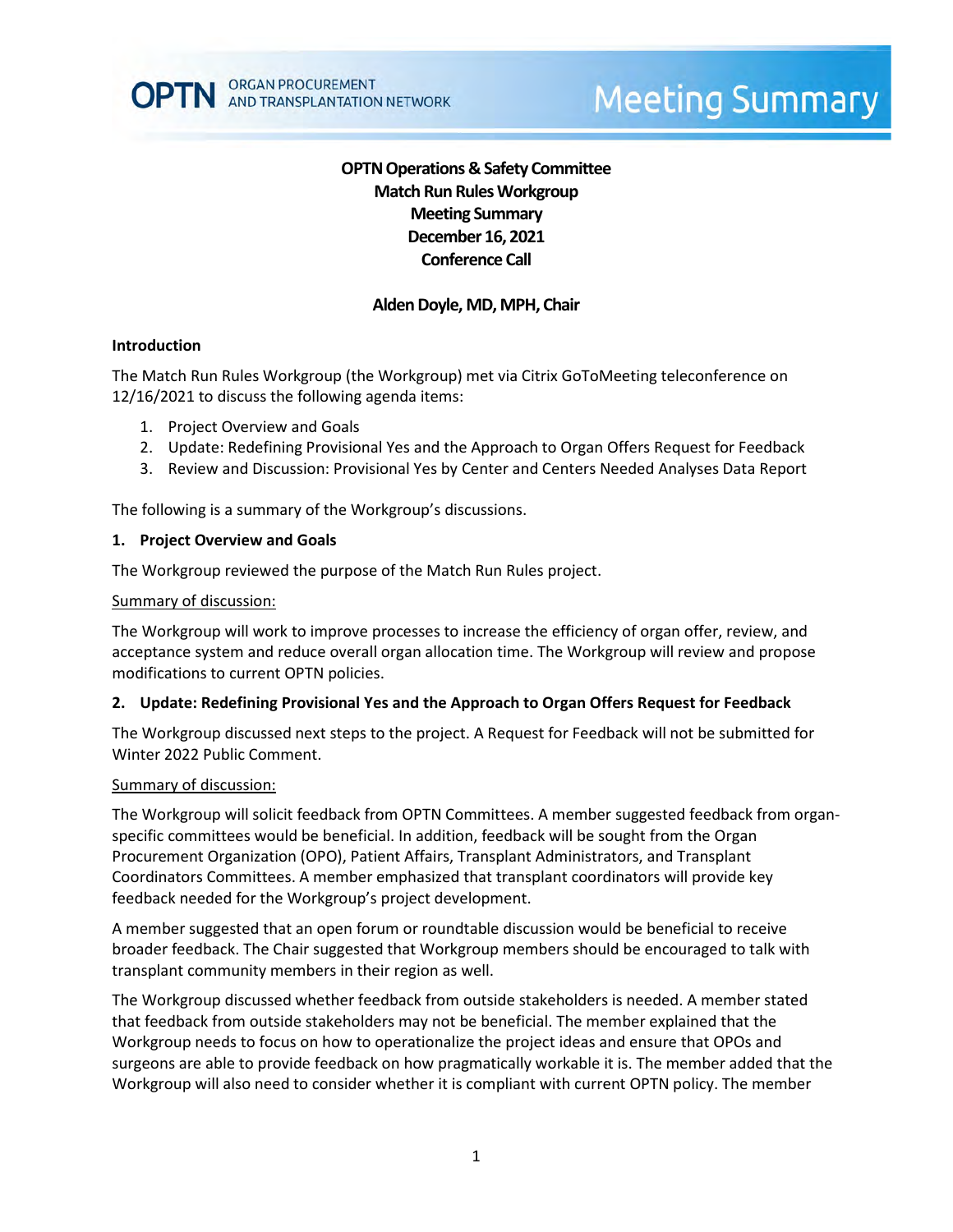# OPTN Operations & Safety Committee
# Match Run Rules Workgroup
# Meeting Summary
# December 16, 2021
# Conference Call

**Alden Doyle, MD, MPH, Chair**

## Introduction

The Match Run Rules Workgroup (the Workgroup) met via Citrix GoToMeeting teleconference on 12/16/2021 to discuss the following agenda items:

1. Project Overview and Goals
2. Update: Redefining Provisional Yes and the Approach to Organ Offers Request for Feedback
3. Review and Discussion: Provisional Yes by Center and Centers Needed Analyses Data Report

The following is a summary of the Workgroup's discussions.

## 1. Project Overview and Goals

The Workgroup reviewed the purpose of the Match Run Rules project.

Summary of discussion:

The Workgroup will work to improve processes to increase the efficiency of organ offer, review, and acceptance system and reduce overall organ allocation time. The Workgroup will review and propose modifications to current OPTN policies.

## 2. Update: Redefining Provisional Yes and the Approach to Organ Offers Request for Feedback

The Workgroup discussed next steps to the project. A Request for Feedback will not be submitted for Winter 2022 Public Comment.

Summary of discussion:

The Workgroup will solicit feedback from OPTN Committees. A member suggested feedback from organ-specific committees would be beneficial. In addition, feedback will be sought from the Organ Procurement Organization (OPO), Patient Affairs, Transplant Administrators, and Transplant Coordinators Committees. A member emphasized that transplant coordinators will provide key feedback needed for the Workgroup's project development.

A member suggested that an open forum or roundtable discussion would be beneficial to receive broader feedback. The Chair suggested that Workgroup members should be encouraged to talk with transplant community members in their region as well.

The Workgroup discussed whether feedback from outside stakeholders is needed. A member stated that feedback from outside stakeholders may not be beneficial. The member explained that the Workgroup needs to focus on how to operationalize the project ideas and ensure that OPOs and surgeons are able to provide feedback on how pragmatically workable it is. The member added that the Workgroup will also need to consider whether it is compliant with current OPTN policy. The member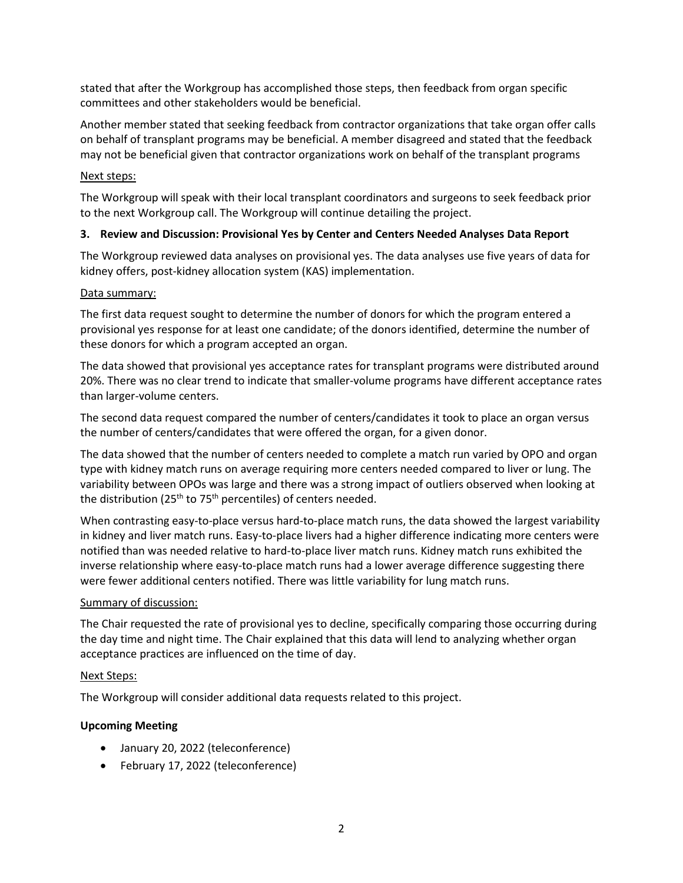stated that after the Workgroup has accomplished those steps, then feedback from organ specific committees and other stakeholders would be beneficial.

Another member stated that seeking feedback from contractor organizations that take organ offer calls on behalf of transplant programs may be beneficial. A member disagreed and stated that the feedback may not be beneficial given that contractor organizations work on behalf of the transplant programs

Next steps:

The Workgroup will speak with their local transplant coordinators and surgeons to seek feedback prior to the next Workgroup call. The Workgroup will continue detailing the project.

**3. Review and Discussion: Provisional Yes by Center and Centers Needed Analyses Data Report**

The Workgroup reviewed data analyses on provisional yes. The data analyses use five years of data for kidney offers, post-kidney allocation system (KAS) implementation.

Data summary:

The first data request sought to determine the number of donors for which the program entered a provisional yes response for at least one candidate; of the donors identified, determine the number of these donors for which a program accepted an organ.

The data showed that provisional yes acceptance rates for transplant programs were distributed around 20%. There was no clear trend to indicate that smaller-volume programs have different acceptance rates than larger-volume centers.

The second data request compared the number of centers/candidates it took to place an organ versus the number of centers/candidates that were offered the organ, for a given donor.

The data showed that the number of centers needed to complete a match run varied by OPO and organ type with kidney match runs on average requiring more centers needed compared to liver or lung. The variability between OPOs was large and there was a strong impact of outliers observed when looking at the distribution (25th to 75th percentiles) of centers needed.

When contrasting easy-to-place versus hard-to-place match runs, the data showed the largest variability in kidney and liver match runs. Easy-to-place livers had a higher difference indicating more centers were notified than was needed relative to hard-to-place liver match runs. Kidney match runs exhibited the inverse relationship where easy-to-place match runs had a lower average difference suggesting there were fewer additional centers notified. There was little variability for lung match runs.

Summary of discussion:

The Chair requested the rate of provisional yes to decline, specifically comparing those occurring during the day time and night time. The Chair explained that this data will lend to analyzing whether organ acceptance practices are influenced on the time of day.

Next Steps:

The Workgroup will consider additional data requests related to this project.

**Upcoming Meeting**

- January 20, 2022 (teleconference)
- February 17, 2022 (teleconference)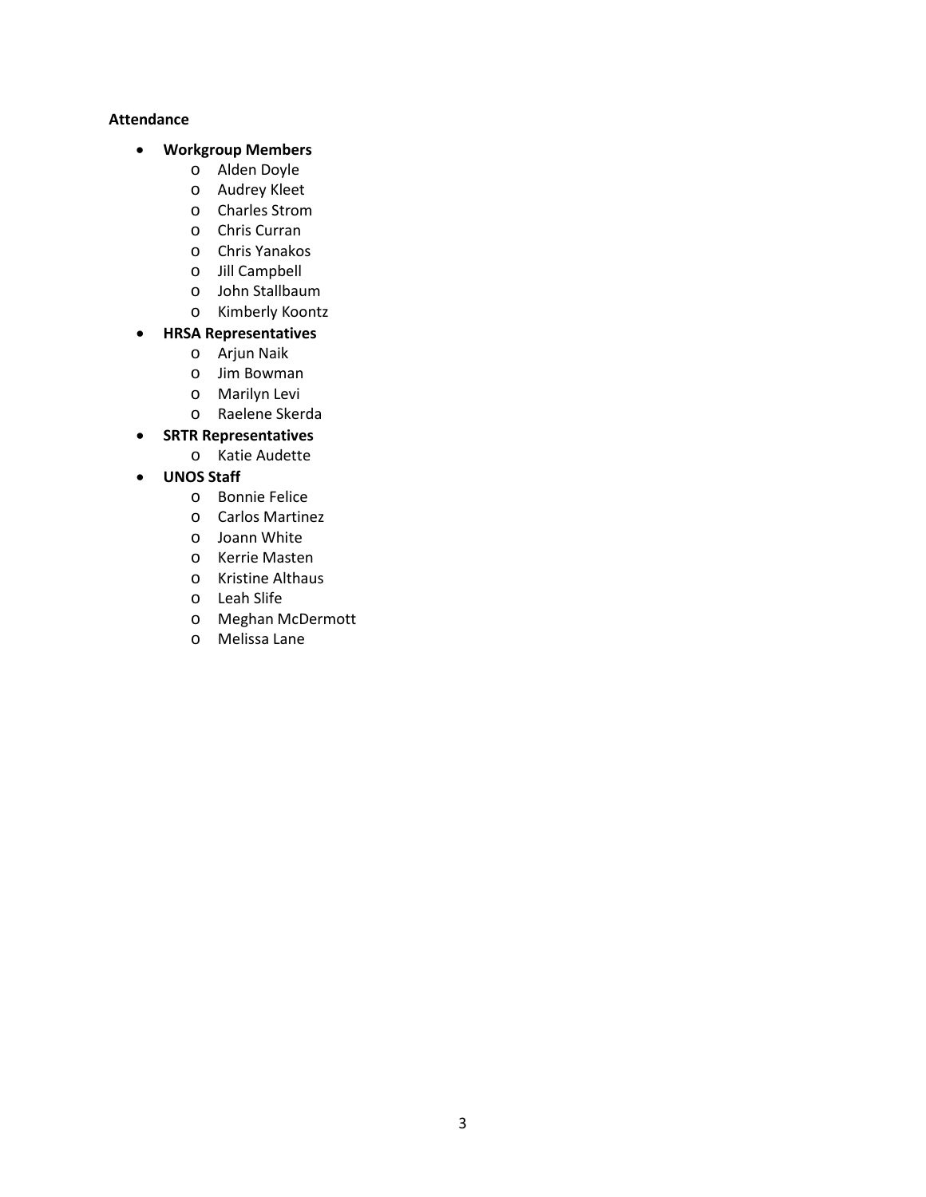**Attendance**

- **Workgroup Members**
  - Alden Doyle
  - Audrey Kleet
  - Charles Strom
  - Chris Curran
  - Chris Yanakos
  - Jill Campbell
  - John Stallbaum
  - Kimberly Koontz
- **HRSA Representatives**
  - Arjun Naik
  - Jim Bowman
  - Marilyn Levi
  - Raelene Skerda
- **SRTR Representatives**
  - Katie Audette
- **UNOS Staff**
  - Bonnie Felice
  - Carlos Martinez
  - Joann White
  - Kerrie Masten
  - Kristine Althaus
  - Leah Slife
  - Meghan McDermott
  - Melissa Lane